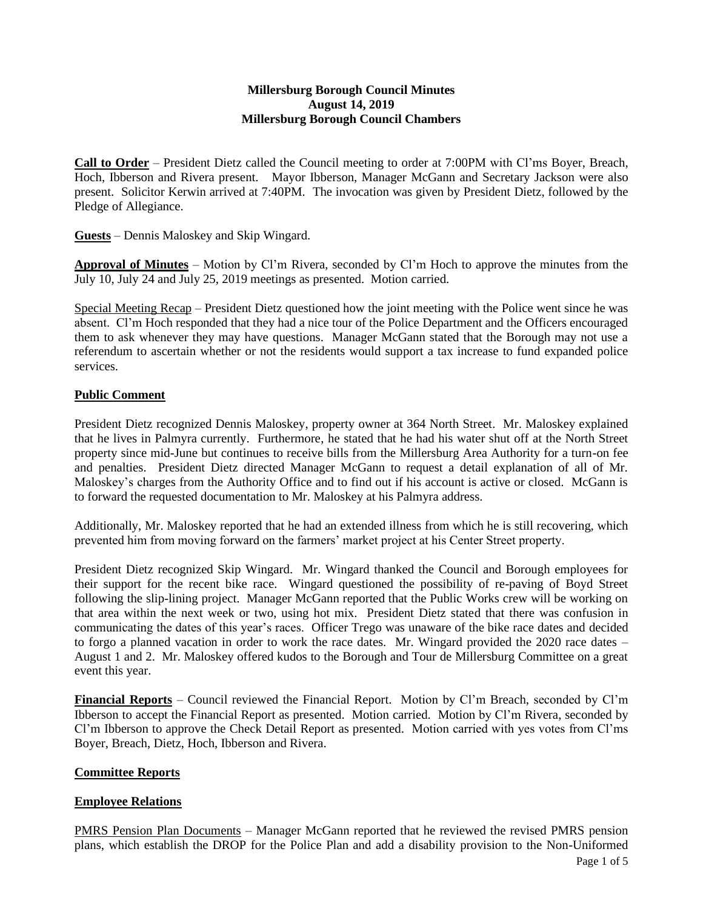**Millersburg Borough Council Minutes**
**August 14, 2019**
**Millersburg Borough Council Chambers**

**Call to Order** – President Dietz called the Council meeting to order at 7:00PM with Cl'ms Boyer, Breach, Hoch, Ibberson and Rivera present. Mayor Ibberson, Manager McGann and Secretary Jackson were also present. Solicitor Kerwin arrived at 7:40PM. The invocation was given by President Dietz, followed by the Pledge of Allegiance.

**Guests** – Dennis Maloskey and Skip Wingard.

**Approval of Minutes** – Motion by Cl'm Rivera, seconded by Cl'm Hoch to approve the minutes from the July 10, July 24 and July 25, 2019 meetings as presented. Motion carried.

Special Meeting Recap – President Dietz questioned how the joint meeting with the Police went since he was absent. Cl'm Hoch responded that they had a nice tour of the Police Department and the Officers encouraged them to ask whenever they may have questions. Manager McGann stated that the Borough may not use a referendum to ascertain whether or not the residents would support a tax increase to fund expanded police services.

## Public Comment

President Dietz recognized Dennis Maloskey, property owner at 364 North Street. Mr. Maloskey explained that he lives in Palmyra currently. Furthermore, he stated that he had his water shut off at the North Street property since mid-June but continues to receive bills from the Millersburg Area Authority for a turn-on fee and penalties. President Dietz directed Manager McGann to request a detail explanation of all of Mr. Maloskey's charges from the Authority Office and to find out if his account is active or closed. McGann is to forward the requested documentation to Mr. Maloskey at his Palmyra address.

Additionally, Mr. Maloskey reported that he had an extended illness from which he is still recovering, which prevented him from moving forward on the farmers' market project at his Center Street property.

President Dietz recognized Skip Wingard. Mr. Wingard thanked the Council and Borough employees for their support for the recent bike race. Wingard questioned the possibility of re-paving of Boyd Street following the slip-lining project. Manager McGann reported that the Public Works crew will be working on that area within the next week or two, using hot mix. President Dietz stated that there was confusion in communicating the dates of this year's races. Officer Trego was unaware of the bike race dates and decided to forgo a planned vacation in order to work the race dates. Mr. Wingard provided the 2020 race dates – August 1 and 2. Mr. Maloskey offered kudos to the Borough and Tour de Millersburg Committee on a great event this year.

**Financial Reports** – Council reviewed the Financial Report. Motion by Cl'm Breach, seconded by Cl'm Ibberson to accept the Financial Report as presented. Motion carried. Motion by Cl'm Rivera, seconded by Cl'm Ibberson to approve the Check Detail Report as presented. Motion carried with yes votes from Cl'ms Boyer, Breach, Dietz, Hoch, Ibberson and Rivera.

## Committee Reports

## Employee Relations

PMRS Pension Plan Documents – Manager McGann reported that he reviewed the revised PMRS pension plans, which establish the DROP for the Police Plan and add a disability provision to the Non-Uniformed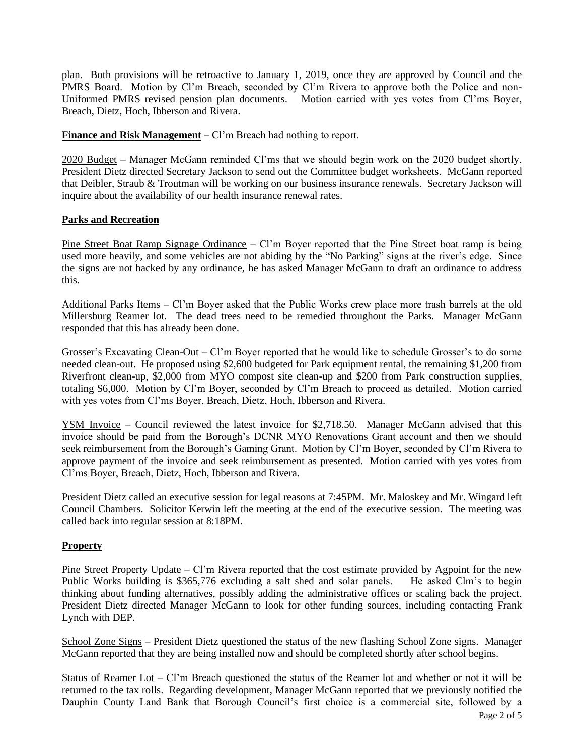plan. Both provisions will be retroactive to January 1, 2019, once they are approved by Council and the PMRS Board. Motion by Cl'm Breach, seconded by Cl'm Rivera to approve both the Police and non-Uniformed PMRS revised pension plan documents. Motion carried with yes votes from Cl'ms Boyer, Breach, Dietz, Hoch, Ibberson and Rivera.

**Finance and Risk Management –** Cl'm Breach had nothing to report.

2020 Budget – Manager McGann reminded Cl'ms that we should begin work on the 2020 budget shortly. President Dietz directed Secretary Jackson to send out the Committee budget worksheets. McGann reported that Deibler, Straub & Troutman will be working on our business insurance renewals. Secretary Jackson will inquire about the availability of our health insurance renewal rates.

**Parks and Recreation**

Pine Street Boat Ramp Signage Ordinance – Cl'm Boyer reported that the Pine Street boat ramp is being used more heavily, and some vehicles are not abiding by the "No Parking" signs at the river's edge. Since the signs are not backed by any ordinance, he has asked Manager McGann to draft an ordinance to address this.

Additional Parks Items – Cl'm Boyer asked that the Public Works crew place more trash barrels at the old Millersburg Reamer lot. The dead trees need to be remedied throughout the Parks. Manager McGann responded that this has already been done.

Grosser's Excavating Clean-Out – Cl'm Boyer reported that he would like to schedule Grosser's to do some needed clean-out. He proposed using $2,600 budgeted for Park equipment rental, the remaining $1,200 from Riverfront clean-up, $2,000 from MYO compost site clean-up and $200 from Park construction supplies, totaling $6,000. Motion by Cl'm Boyer, seconded by Cl'm Breach to proceed as detailed. Motion carried with yes votes from Cl'ms Boyer, Breach, Dietz, Hoch, Ibberson and Rivera.

YSM Invoice – Council reviewed the latest invoice for $2,718.50. Manager McGann advised that this invoice should be paid from the Borough's DCNR MYO Renovations Grant account and then we should seek reimbursement from the Borough's Gaming Grant. Motion by Cl'm Boyer, seconded by Cl'm Rivera to approve payment of the invoice and seek reimbursement as presented. Motion carried with yes votes from Cl'ms Boyer, Breach, Dietz, Hoch, Ibberson and Rivera.

President Dietz called an executive session for legal reasons at 7:45PM. Mr. Maloskey and Mr. Wingard left Council Chambers. Solicitor Kerwin left the meeting at the end of the executive session. The meeting was called back into regular session at 8:18PM.

**Property**

Pine Street Property Update – Cl'm Rivera reported that the cost estimate provided by Agpoint for the new Public Works building is $365,776 excluding a salt shed and solar panels. He asked Clm's to begin thinking about funding alternatives, possibly adding the administrative offices or scaling back the project. President Dietz directed Manager McGann to look for other funding sources, including contacting Frank Lynch with DEP.

School Zone Signs – President Dietz questioned the status of the new flashing School Zone signs. Manager McGann reported that they are being installed now and should be completed shortly after school begins.

Status of Reamer Lot – Cl'm Breach questioned the status of the Reamer lot and whether or not it will be returned to the tax rolls. Regarding development, Manager McGann reported that we previously notified the Dauphin County Land Bank that Borough Council's first choice is a commercial site, followed by a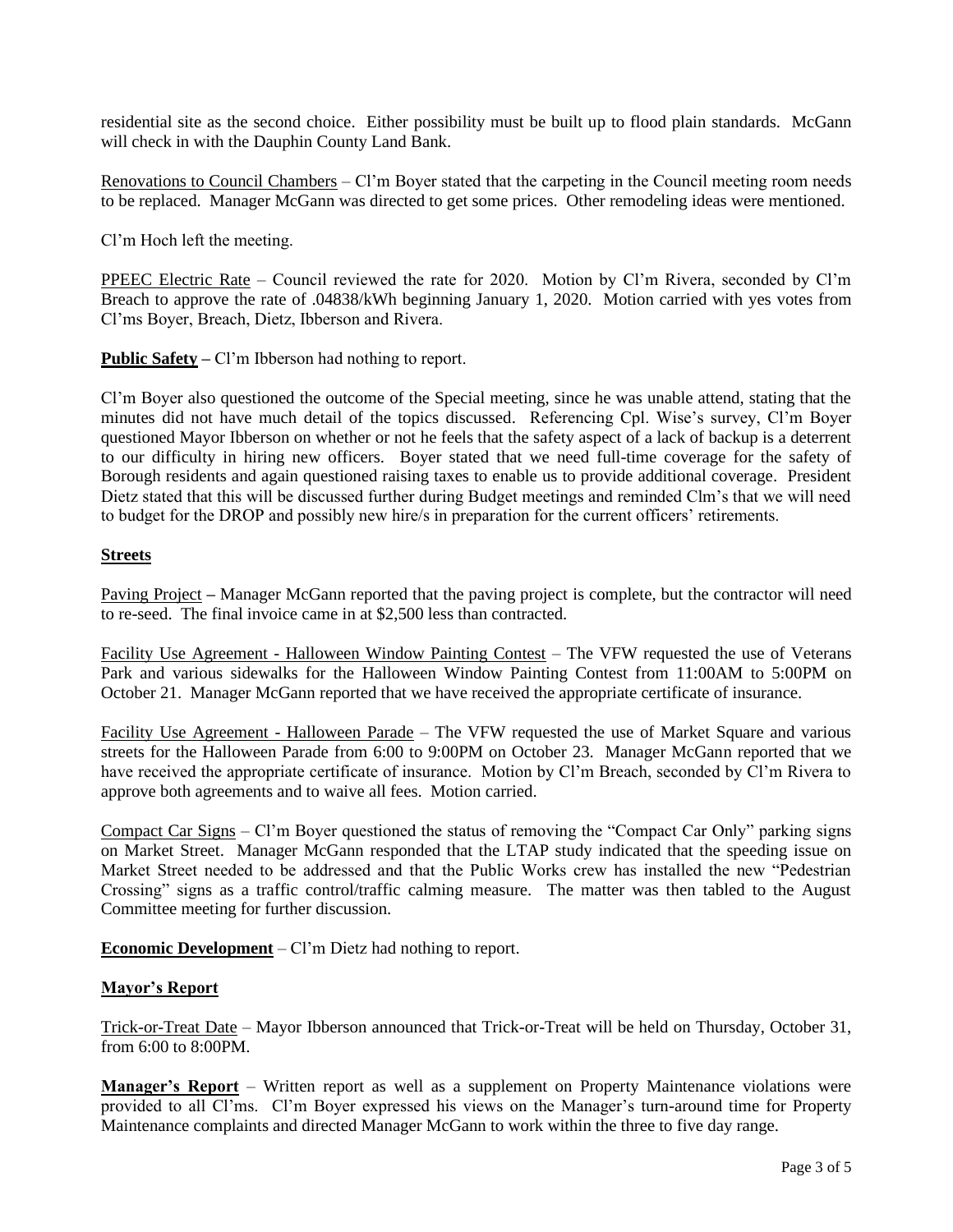residential site as the second choice. Either possibility must be built up to flood plain standards. McGann will check in with the Dauphin County Land Bank.

Renovations to Council Chambers – Cl'm Boyer stated that the carpeting in the Council meeting room needs to be replaced. Manager McGann was directed to get some prices. Other remodeling ideas were mentioned.

Cl'm Hoch left the meeting.

PPEEC Electric Rate – Council reviewed the rate for 2020. Motion by Cl'm Rivera, seconded by Cl'm Breach to approve the rate of .04838/kWh beginning January 1, 2020. Motion carried with yes votes from Cl'ms Boyer, Breach, Dietz, Ibberson and Rivera.

**Public Safety –** Cl'm Ibberson had nothing to report.

Cl'm Boyer also questioned the outcome of the Special meeting, since he was unable attend, stating that the minutes did not have much detail of the topics discussed. Referencing Cpl. Wise's survey, Cl'm Boyer questioned Mayor Ibberson on whether or not he feels that the safety aspect of a lack of backup is a deterrent to our difficulty in hiring new officers. Boyer stated that we need full-time coverage for the safety of Borough residents and again questioned raising taxes to enable us to provide additional coverage. President Dietz stated that this will be discussed further during Budget meetings and reminded Clm's that we will need to budget for the DROP and possibly new hire/s in preparation for the current officers' retirements.

**Streets**

Paving Project **–** Manager McGann reported that the paving project is complete, but the contractor will need to re-seed. The final invoice came in at $2,500 less than contracted.

Facility Use Agreement - Halloween Window Painting Contest – The VFW requested the use of Veterans Park and various sidewalks for the Halloween Window Painting Contest from 11:00AM to 5:00PM on October 21. Manager McGann reported that we have received the appropriate certificate of insurance.

Facility Use Agreement - Halloween Parade – The VFW requested the use of Market Square and various streets for the Halloween Parade from 6:00 to 9:00PM on October 23. Manager McGann reported that we have received the appropriate certificate of insurance. Motion by Cl'm Breach, seconded by Cl'm Rivera to approve both agreements and to waive all fees. Motion carried.

Compact Car Signs – Cl'm Boyer questioned the status of removing the "Compact Car Only" parking signs on Market Street. Manager McGann responded that the LTAP study indicated that the speeding issue on Market Street needed to be addressed and that the Public Works crew has installed the new "Pedestrian Crossing" signs as a traffic control/traffic calming measure. The matter was then tabled to the August Committee meeting for further discussion.

**Economic Development** – Cl'm Dietz had nothing to report.

**Mayor's Report**

Trick-or-Treat Date – Mayor Ibberson announced that Trick-or-Treat will be held on Thursday, October 31, from 6:00 to 8:00PM.

**Manager's Report** – Written report as well as a supplement on Property Maintenance violations were provided to all Cl'ms. Cl'm Boyer expressed his views on the Manager's turn-around time for Property Maintenance complaints and directed Manager McGann to work within the three to five day range.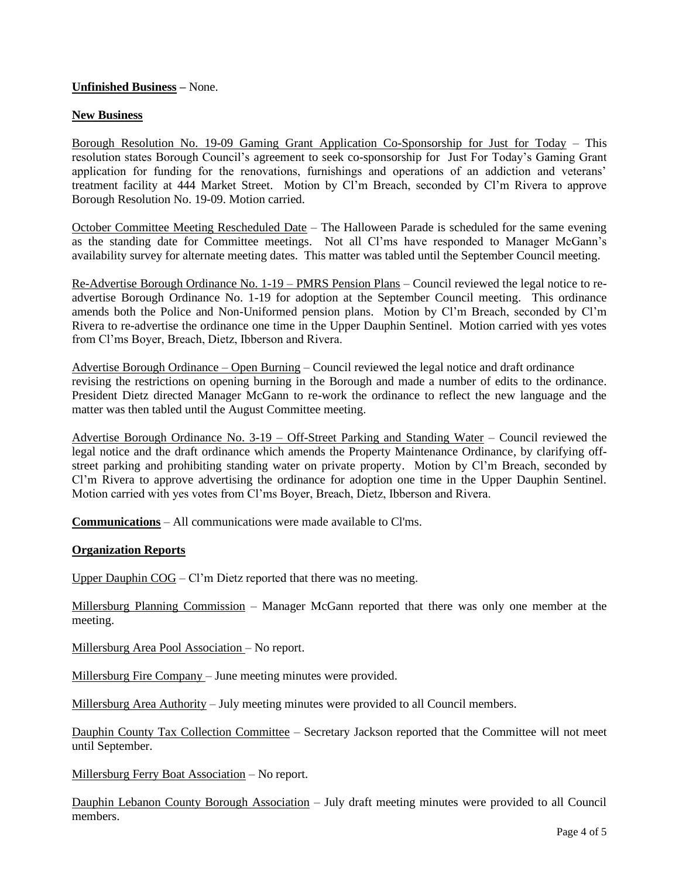**Unfinished Business** – None.

**New Business**

Borough Resolution No. 19-09 Gaming Grant Application Co-Sponsorship for Just for Today – This resolution states Borough Council's agreement to seek co-sponsorship for Just For Today's Gaming Grant application for funding for the renovations, furnishings and operations of an addiction and veterans' treatment facility at 444 Market Street. Motion by Cl'm Breach, seconded by Cl'm Rivera to approve Borough Resolution No. 19-09. Motion carried.

October Committee Meeting Rescheduled Date – The Halloween Parade is scheduled for the same evening as the standing date for Committee meetings. Not all Cl'ms have responded to Manager McGann's availability survey for alternate meeting dates. This matter was tabled until the September Council meeting.

Re-Advertise Borough Ordinance No. 1-19 – PMRS Pension Plans – Council reviewed the legal notice to re-advertise Borough Ordinance No. 1-19 for adoption at the September Council meeting. This ordinance amends both the Police and Non-Uniformed pension plans. Motion by Cl'm Breach, seconded by Cl'm Rivera to re-advertise the ordinance one time in the Upper Dauphin Sentinel. Motion carried with yes votes from Cl'ms Boyer, Breach, Dietz, Ibberson and Rivera.

Advertise Borough Ordinance – Open Burning – Council reviewed the legal notice and draft ordinance revising the restrictions on opening burning in the Borough and made a number of edits to the ordinance. President Dietz directed Manager McGann to re-work the ordinance to reflect the new language and the matter was then tabled until the August Committee meeting.

Advertise Borough Ordinance No. 3-19 – Off-Street Parking and Standing Water – Council reviewed the legal notice and the draft ordinance which amends the Property Maintenance Ordinance, by clarifying off-street parking and prohibiting standing water on private property. Motion by Cl'm Breach, seconded by Cl'm Rivera to approve advertising the ordinance for adoption one time in the Upper Dauphin Sentinel. Motion carried with yes votes from Cl'ms Boyer, Breach, Dietz, Ibberson and Rivera.

**Communications** – All communications were made available to Cl'ms.

**Organization Reports**

Upper Dauphin COG – Cl'm Dietz reported that there was no meeting.

Millersburg Planning Commission – Manager McGann reported that there was only one member at the meeting.

Millersburg Area Pool Association – No report.

Millersburg Fire Company – June meeting minutes were provided.

Millersburg Area Authority – July meeting minutes were provided to all Council members.

Dauphin County Tax Collection Committee – Secretary Jackson reported that the Committee will not meet until September.

Millersburg Ferry Boat Association – No report.

Dauphin Lebanon County Borough Association – July draft meeting minutes were provided to all Council members.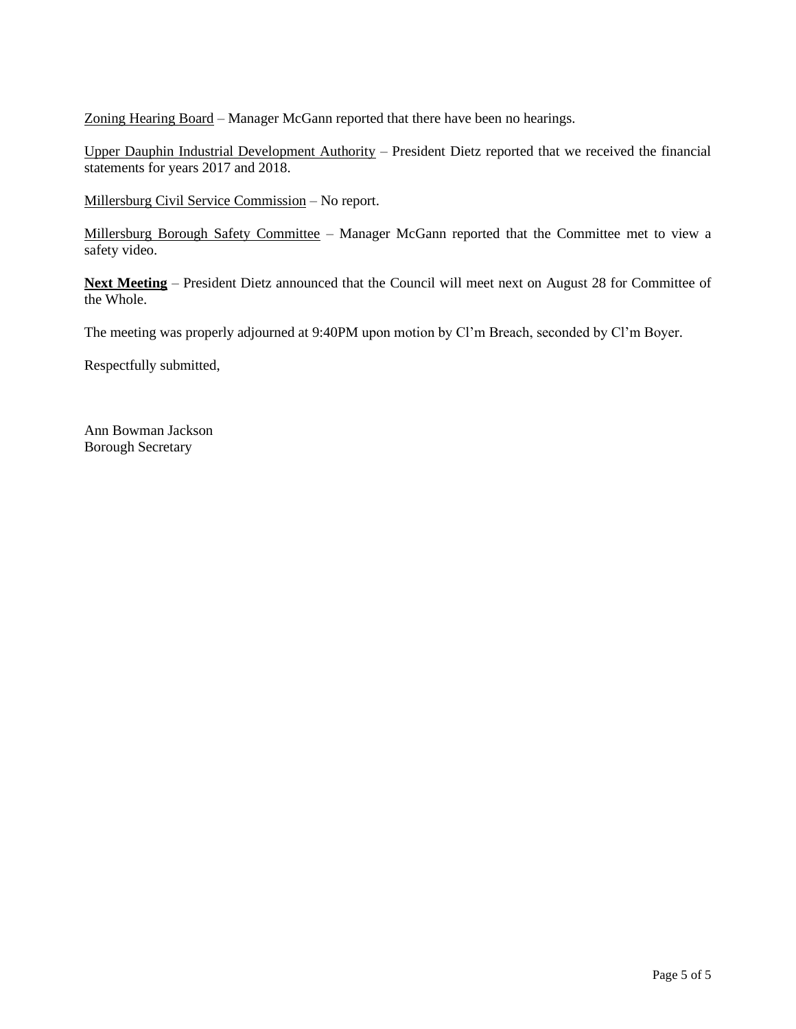Zoning Hearing Board – Manager McGann reported that there have been no hearings.

Upper Dauphin Industrial Development Authority – President Dietz reported that we received the financial statements for years 2017 and 2018.

Millersburg Civil Service Commission – No report.

Millersburg Borough Safety Committee – Manager McGann reported that the Committee met to view a safety video.

**Next Meeting** – President Dietz announced that the Council will meet next on August 28 for Committee of the Whole.

The meeting was properly adjourned at 9:40PM upon motion by Cl'm Breach, seconded by Cl'm Boyer.

Respectfully submitted,

Ann Bowman Jackson
Borough Secretary